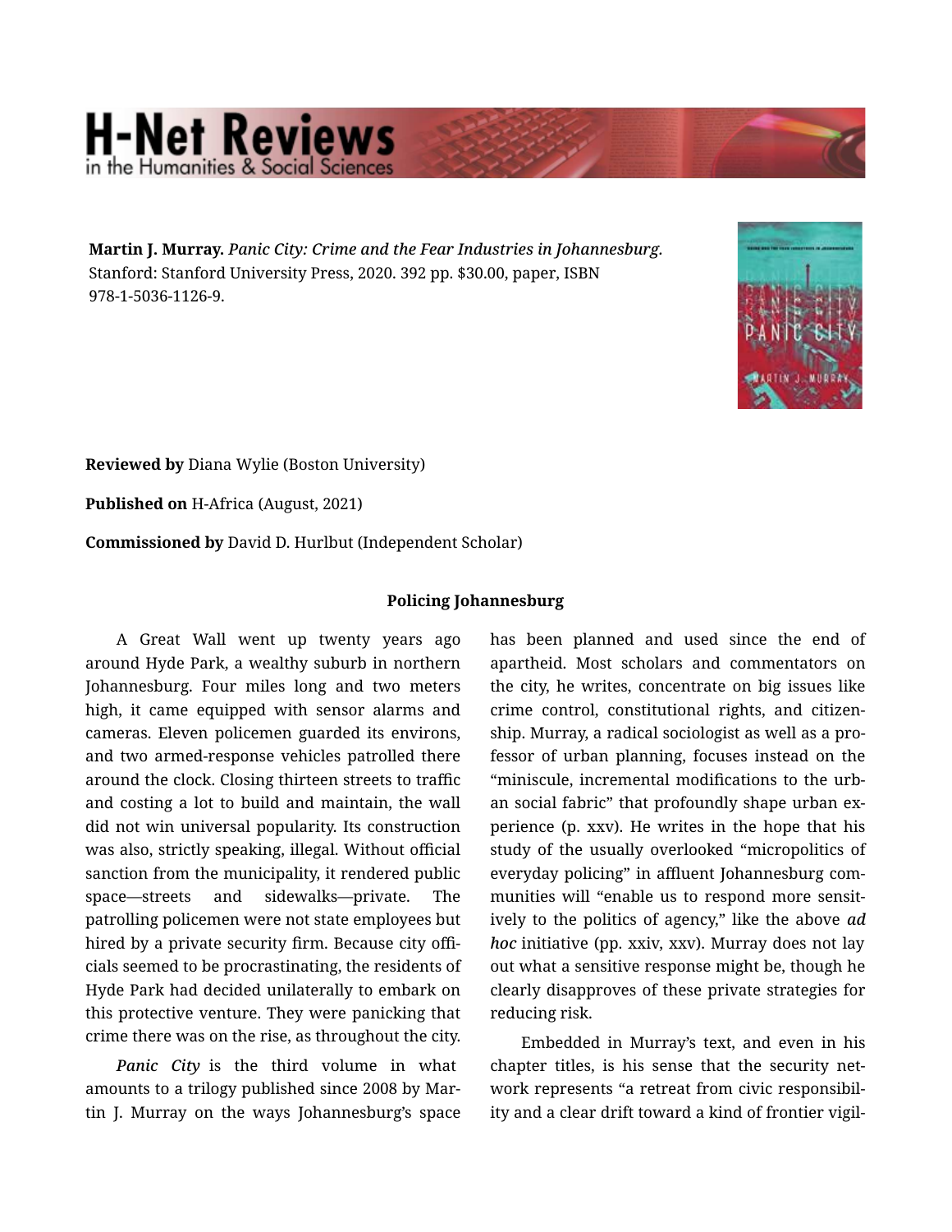Martin J. Murray. *Panic City: Crime and the Fear Industries in Johannesburg.* Stanford: Stanford University Press, 2020. 392 pp. $30.00, paper, ISBN 978-1-5036-1126-9.

**Reviewed by** Diana Wylie (Boston University)

**Published on** H-Africa (August, 2021)

**Commissioned by** David D. Hurlbut (Independent Scholar)

### Policing Johannesburg

A Great Wall went up twenty years ago around Hyde Park, a wealthy suburb in northern Johannesburg. Four miles long and two meters high, it came equipped with sensor alarms and cameras. Eleven policemen guarded its environs, and two armed-response vehicles patrolled there around the clock. Closing thirteen streets to traffic and costing a lot to build and maintain, the wall did not win universal popularity. Its construction was also, strictly speaking, illegal. Without official sanction from the municipality, it rendered public space—streets and sidewalks—private. The patrolling policemen were not state employees but hired by a private security firm. Because city officials seemed to be procrastinating, the residents of Hyde Park had decided unilaterally to embark on this protective venture. They were panicking that crime there was on the rise, as throughout the city.

*Panic City* is the third volume in what amounts to a trilogy published since 2008 by Martin J. Murray on the ways Johannesburg's space has been planned and used since the end of apartheid. Most scholars and commentators on the city, he writes, concentrate on big issues like crime control, constitutional rights, and citizenship. Murray, a radical sociologist as well as a professor of urban planning, focuses instead on the "miniscule, incremental modifications to the urban social fabric" that profoundly shape urban experience (p. xxv). He writes in the hope that his study of the usually overlooked "micropolitics of everyday policing" in affluent Johannesburg communities will "enable us to respond more sensitively to the politics of agency," like the above ***ad hoc*** initiative (pp. xxiv, xxv). Murray does not lay out what a sensitive response might be, though he clearly disapproves of these private strategies for reducing risk.

Embedded in Murray's text, and even in his chapter titles, is his sense that the security network represents "a retreat from civic responsibility and a clear drift toward a kind of frontier vigil-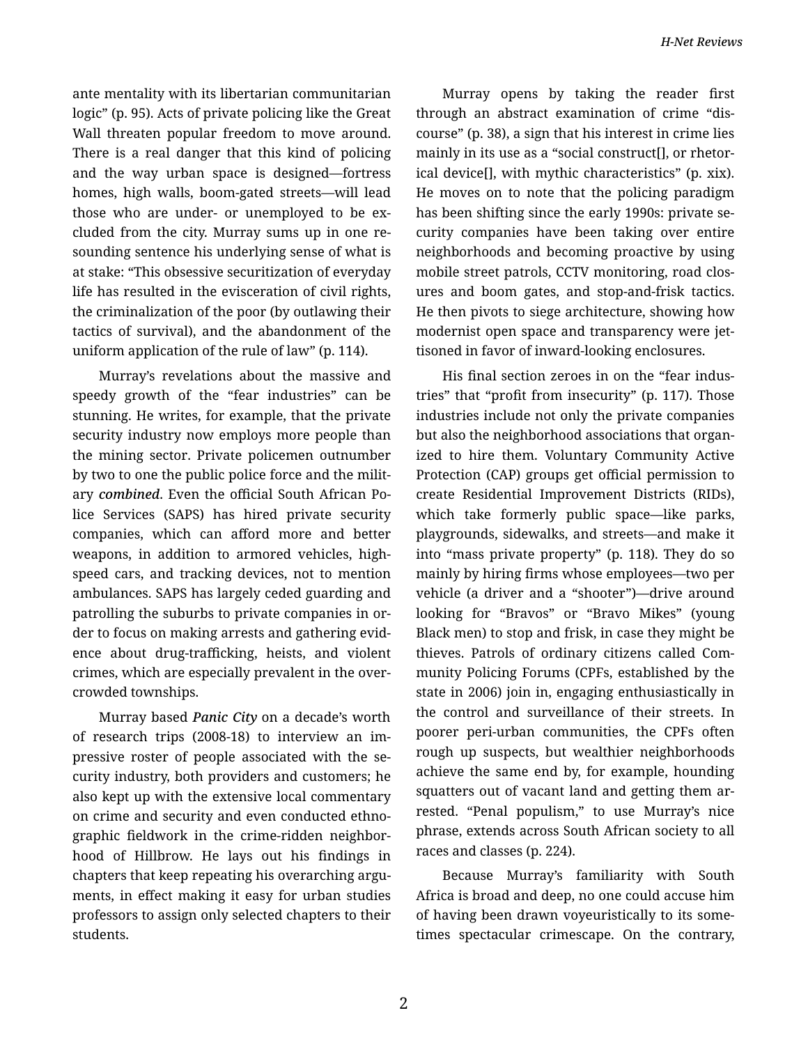ante mentality with its libertarian communitarian logic" (p. 95). Acts of private policing like the Great Wall threaten popular freedom to move around. There is a real danger that this kind of policing and the way urban space is designed—fortress homes, high walls, boom-gated streets—will lead those who are under- or unemployed to be excluded from the city. Murray sums up in one resounding sentence his underlying sense of what is at stake: "This obsessive securitization of everyday life has resulted in the evisceration of civil rights, the criminalization of the poor (by outlawing their tactics of survival), and the abandonment of the uniform application of the rule of law" (p. 114).

Murray's revelations about the massive and speedy growth of the "fear industries" can be stunning. He writes, for example, that the private security industry now employs more people than the mining sector. Private policemen outnumber by two to one the public police force and the military ***combined***. Even the official South African Police Services (SAPS) has hired private security companies, which can afford more and better weapons, in addition to armored vehicles, high-speed cars, and tracking devices, not to mention ambulances. SAPS has largely ceded guarding and patrolling the suburbs to private companies in order to focus on making arrests and gathering evidence about drug-trafficking, heists, and violent crimes, which are especially prevalent in the overcrowded townships.

Murray based ***Panic City*** on a decade's worth of research trips (2008-18) to interview an impressive roster of people associated with the security industry, both providers and customers; he also kept up with the extensive local commentary on crime and security and even conducted ethnographic fieldwork in the crime-ridden neighborhood of Hillbrow. He lays out his findings in chapters that keep repeating his overarching arguments, in effect making it easy for urban studies professors to assign only selected chapters to their students.

Murray opens by taking the reader first through an abstract examination of crime "discourse" (p. 38), a sign that his interest in crime lies mainly in its use as a "social construct[], or rhetorical device[], with mythic characteristics" (p. xix). He moves on to note that the policing paradigm has been shifting since the early 1990s: private security companies have been taking over entire neighborhoods and becoming proactive by using mobile street patrols, CCTV monitoring, road closures and boom gates, and stop-and-frisk tactics. He then pivots to siege architecture, showing how modernist open space and transparency were jettisoned in favor of inward-looking enclosures.

His final section zeroes in on the "fear industries" that "profit from insecurity" (p. 117). Those industries include not only the private companies but also the neighborhood associations that organized to hire them. Voluntary Community Active Protection (CAP) groups get official permission to create Residential Improvement Districts (RIDs), which take formerly public space—like parks, playgrounds, sidewalks, and streets—and make it into "mass private property" (p. 118). They do so mainly by hiring firms whose employees—two per vehicle (a driver and a "shooter")—drive around looking for "Bravos" or "Bravo Mikes" (young Black men) to stop and frisk, in case they might be thieves. Patrols of ordinary citizens called Community Policing Forums (CPFs, established by the state in 2006) join in, engaging enthusiastically in the control and surveillance of their streets. In poorer peri-urban communities, the CPFs often rough up suspects, but wealthier neighborhoods achieve the same end by, for example, hounding squatters out of vacant land and getting them arrested. "Penal populism," to use Murray's nice phrase, extends across South African society to all races and classes (p. 224).

Because Murray's familiarity with South Africa is broad and deep, no one could accuse him of having been drawn voyeuristically to its sometimes spectacular crimescape. On the contrary,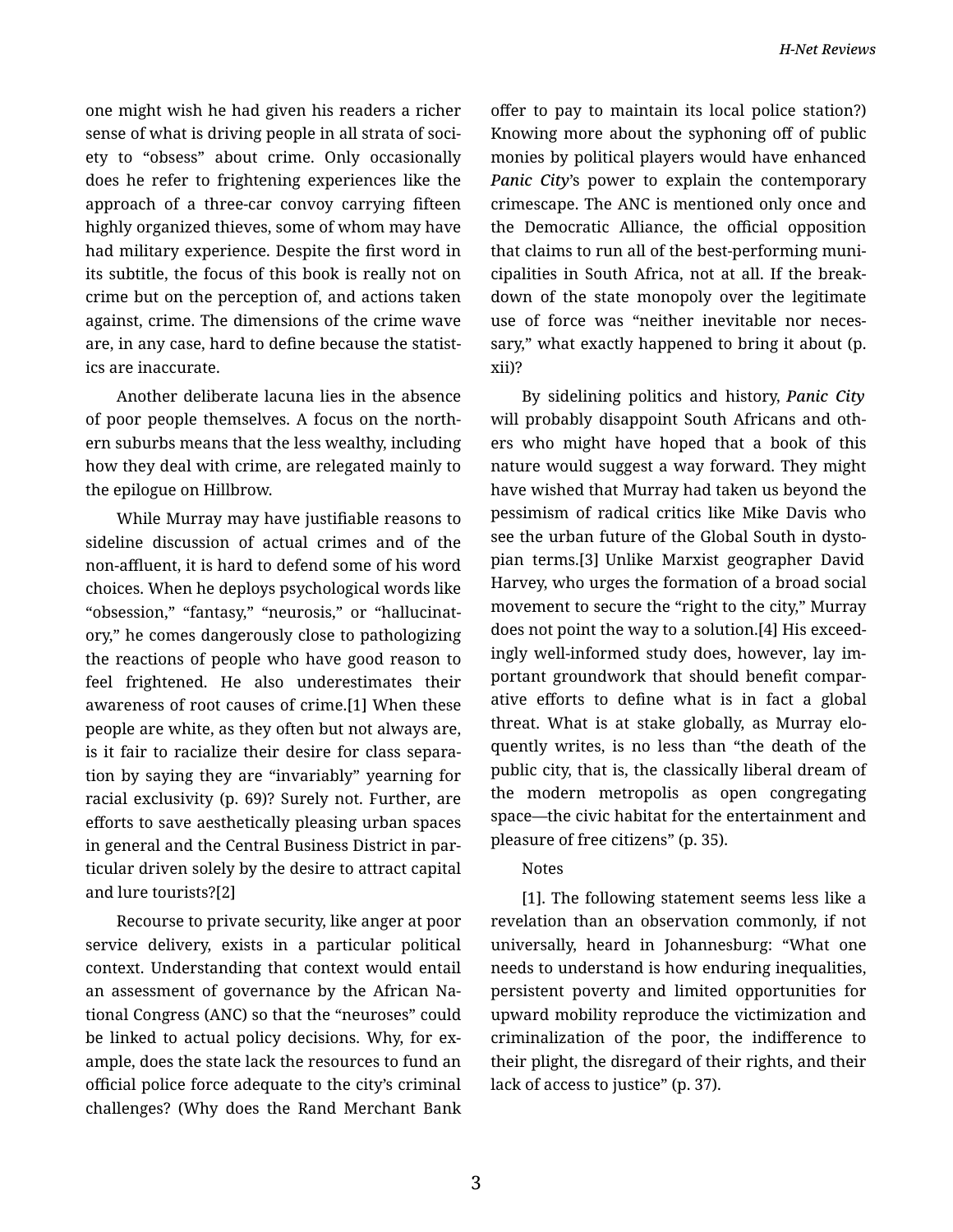one might wish he had given his readers a richer sense of what is driving people in all strata of society to "obsess" about crime. Only occasionally does he refer to frightening experiences like the approach of a three-car convoy carrying fifteen highly organized thieves, some of whom may have had military experience. Despite the first word in its subtitle, the focus of this book is really not on crime but on the perception of, and actions taken against, crime. The dimensions of the crime wave are, in any case, hard to define because the statistics are inaccurate.

Another deliberate lacuna lies in the absence of poor people themselves. A focus on the northern suburbs means that the less wealthy, including how they deal with crime, are relegated mainly to the epilogue on Hillbrow.

While Murray may have justifiable reasons to sideline discussion of actual crimes and of the non-affluent, it is hard to defend some of his word choices. When he deploys psychological words like "obsession," "fantasy," "neurosis," or "hallucinatory," he comes dangerously close to pathologizing the reactions of people who have good reason to feel frightened. He also underestimates their awareness of root causes of crime.[1] When these people are white, as they often but not always are, is it fair to racialize their desire for class separation by saying they are "invariably" yearning for racial exclusivity (p. 69)? Surely not. Further, are efforts to save aesthetically pleasing urban spaces in general and the Central Business District in particular driven solely by the desire to attract capital and lure tourists?[2]

Recourse to private security, like anger at poor service delivery, exists in a particular political context. Understanding that context would entail an assessment of governance by the African National Congress (ANC) so that the "neuroses" could be linked to actual policy decisions. Why, for example, does the state lack the resources to fund an official police force adequate to the city's criminal challenges? (Why does the Rand Merchant Bank offer to pay to maintain its local police station?) Knowing more about the syphoning off of public monies by political players would have enhanced ***Panic City***'s power to explain the contemporary crimescape. The ANC is mentioned only once and the Democratic Alliance, the official opposition that claims to run all of the best-performing municipalities in South Africa, not at all. If the breakdown of the state monopoly over the legitimate use of force was "neither inevitable nor necessary," what exactly happened to bring it about (p. xii)?

By sidelining politics and history, ***Panic City*** will probably disappoint South Africans and others who might have hoped that a book of this nature would suggest a way forward. They might have wished that Murray had taken us beyond the pessimism of radical critics like Mike Davis who see the urban future of the Global South in dystopian terms.[3] Unlike Marxist geographer David Harvey, who urges the formation of a broad social movement to secure the "right to the city," Murray does not point the way to a solution.[4] His exceedingly well-informed study does, however, lay important groundwork that should benefit comparative efforts to define what is in fact a global threat. What is at stake globally, as Murray eloquently writes, is no less than "the death of the public city, that is, the classically liberal dream of the modern metropolis as open congregating space—the civic habitat for the entertainment and pleasure of free citizens" (p. 35).

Notes

[1]. The following statement seems less like a revelation than an observation commonly, if not universally, heard in Johannesburg: "What one needs to understand is how enduring inequalities, persistent poverty and limited opportunities for upward mobility reproduce the victimization and criminalization of the poor, the indifference to their plight, the disregard of their rights, and their lack of access to justice" (p. 37).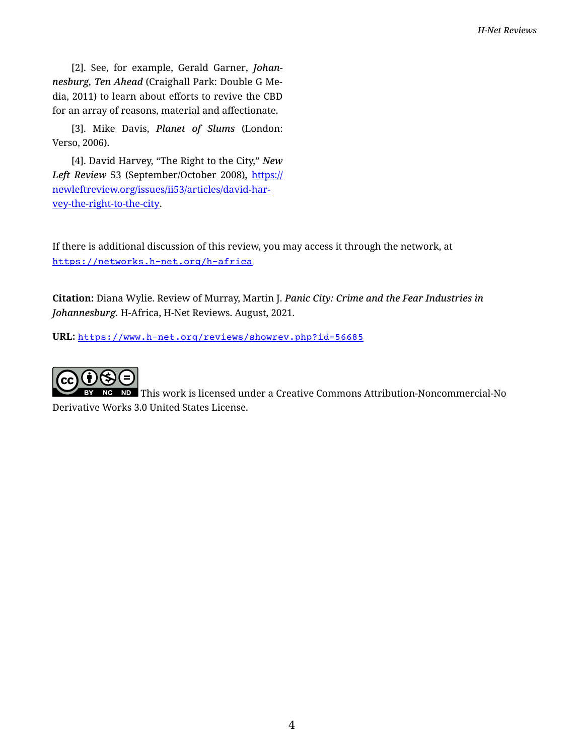[2]. See, for example, Gerald Garner, ***Johannesburg, Ten Ahead*** (Craighall Park: Double G Media, 2011) to learn about efforts to revive the CBD for an array of reasons, material and affectionate.

[3]. Mike Davis, ***Planet of Slums*** (London: Verso, 2006).

[4]. David Harvey, "The Right to the City," ***New Left Review*** 53 (September/October 2008), https://newleftreview.org/issues/ii53/articles/david-harvey-the-right-to-the-city.

If there is additional discussion of this review, you may access it through the network, at https://networks.h-net.org/h-africa

**Citation:** Diana Wylie. Review of Murray, Martin J. ***Panic City: Crime and the Fear Industries in Johannesburg.*** H-Africa, H-Net Reviews. August, 2021.

**URL:** https://www.h-net.org/reviews/showrev.php?id=56685

This work is licensed under a Creative Commons Attribution-Noncommercial-No Derivative Works 3.0 United States License.